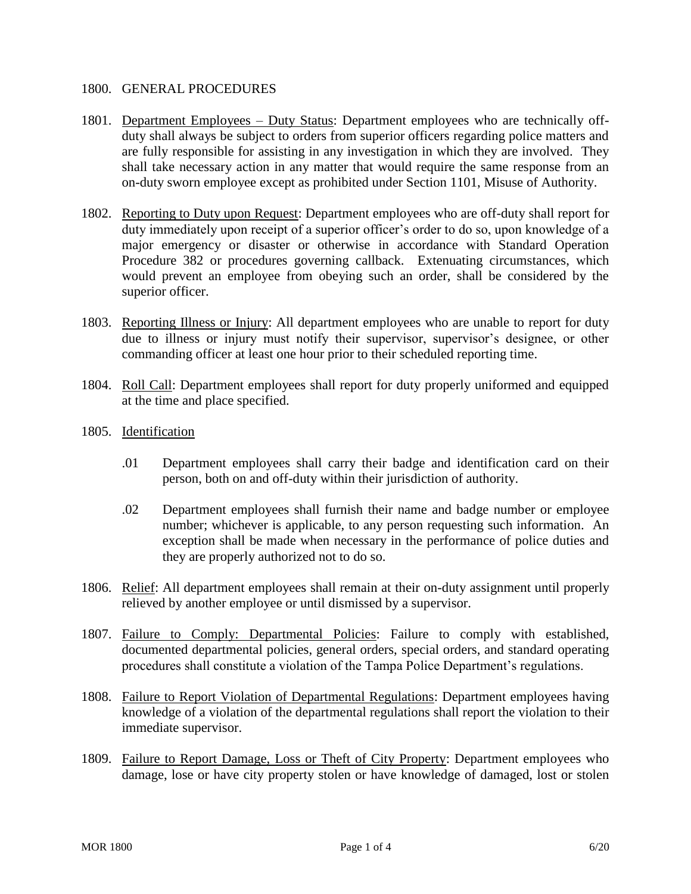# 1800. GENERAL PROCEDURES

1801. Department Employees – Duty Status: Department employees who are technically off-duty shall always be subject to orders from superior officers regarding police matters and are fully responsible for assisting in any investigation in which they are involved. They shall take necessary action in any matter that would require the same response from an on-duty sworn employee except as prohibited under Section 1101, Misuse of Authority.

1802. Reporting to Duty upon Request: Department employees who are off-duty shall report for duty immediately upon receipt of a superior officer's order to do so, upon knowledge of a major emergency or disaster or otherwise in accordance with Standard Operation Procedure 382 or procedures governing callback. Extenuating circumstances, which would prevent an employee from obeying such an order, shall be considered by the superior officer.

1803. Reporting Illness or Injury: All department employees who are unable to report for duty due to illness or injury must notify their supervisor, supervisor's designee, or other commanding officer at least one hour prior to their scheduled reporting time.

1804. Roll Call: Department employees shall report for duty properly uniformed and equipped at the time and place specified.

1805. Identification

- .01 Department employees shall carry their badge and identification card on their person, both on and off-duty within their jurisdiction of authority.

- .02 Department employees shall furnish their name and badge number or employee number; whichever is applicable, to any person requesting such information. An exception shall be made when necessary in the performance of police duties and they are properly authorized not to do so.

1806. Relief: All department employees shall remain at their on-duty assignment until properly relieved by another employee or until dismissed by a supervisor.

1807. Failure to Comply: Departmental Policies: Failure to comply with established, documented departmental policies, general orders, special orders, and standard operating procedures shall constitute a violation of the Tampa Police Department's regulations.

1808. Failure to Report Violation of Departmental Regulations: Department employees having knowledge of a violation of the departmental regulations shall report the violation to their immediate supervisor.

1809. Failure to Report Damage, Loss or Theft of City Property: Department employees who damage, lose or have city property stolen or have knowledge of damaged, lost or stolen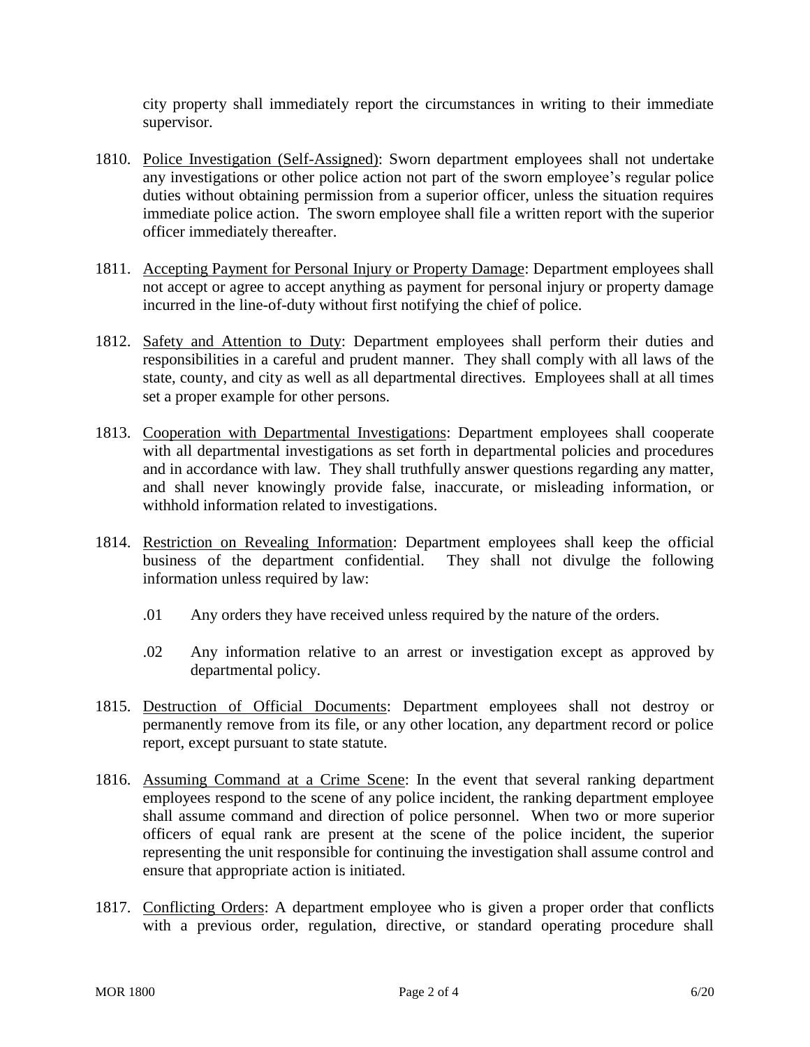city property shall immediately report the circumstances in writing to their immediate supervisor.

1810. <u>Police Investigation (Self-Assigned)</u>: Sworn department employees shall not undertake any investigations or other police action not part of the sworn employee's regular police duties without obtaining permission from a superior officer, unless the situation requires immediate police action. The sworn employee shall file a written report with the superior officer immediately thereafter.

1811. <u>Accepting Payment for Personal Injury or Property Damage</u>: Department employees shall not accept or agree to accept anything as payment for personal injury or property damage incurred in the line-of-duty without first notifying the chief of police.

1812. <u>Safety and Attention to Duty</u>: Department employees shall perform their duties and responsibilities in a careful and prudent manner. They shall comply with all laws of the state, county, and city as well as all departmental directives. Employees shall at all times set a proper example for other persons.

1813. <u>Cooperation with Departmental Investigations</u>: Department employees shall cooperate with all departmental investigations as set forth in departmental policies and procedures and in accordance with law. They shall truthfully answer questions regarding any matter, and shall never knowingly provide false, inaccurate, or misleading information, or withhold information related to investigations.

1814. <u>Restriction on Revealing Information</u>: Department employees shall keep the official business of the department confidential. They shall not divulge the following information unless required by law:

   .01 Any orders they have received unless required by the nature of the orders.

   .02 Any information relative to an arrest or investigation except as approved by departmental policy.

1815. <u>Destruction of Official Documents</u>: Department employees shall not destroy or permanently remove from its file, or any other location, any department record or police report, except pursuant to state statute.

1816. <u>Assuming Command at a Crime Scene</u>: In the event that several ranking department employees respond to the scene of any police incident, the ranking department employee shall assume command and direction of police personnel. When two or more superior officers of equal rank are present at the scene of the police incident, the superior representing the unit responsible for continuing the investigation shall assume control and ensure that appropriate action is initiated.

1817. <u>Conflicting Orders</u>: A department employee who is given a proper order that conflicts with a previous order, regulation, directive, or standard operating procedure shall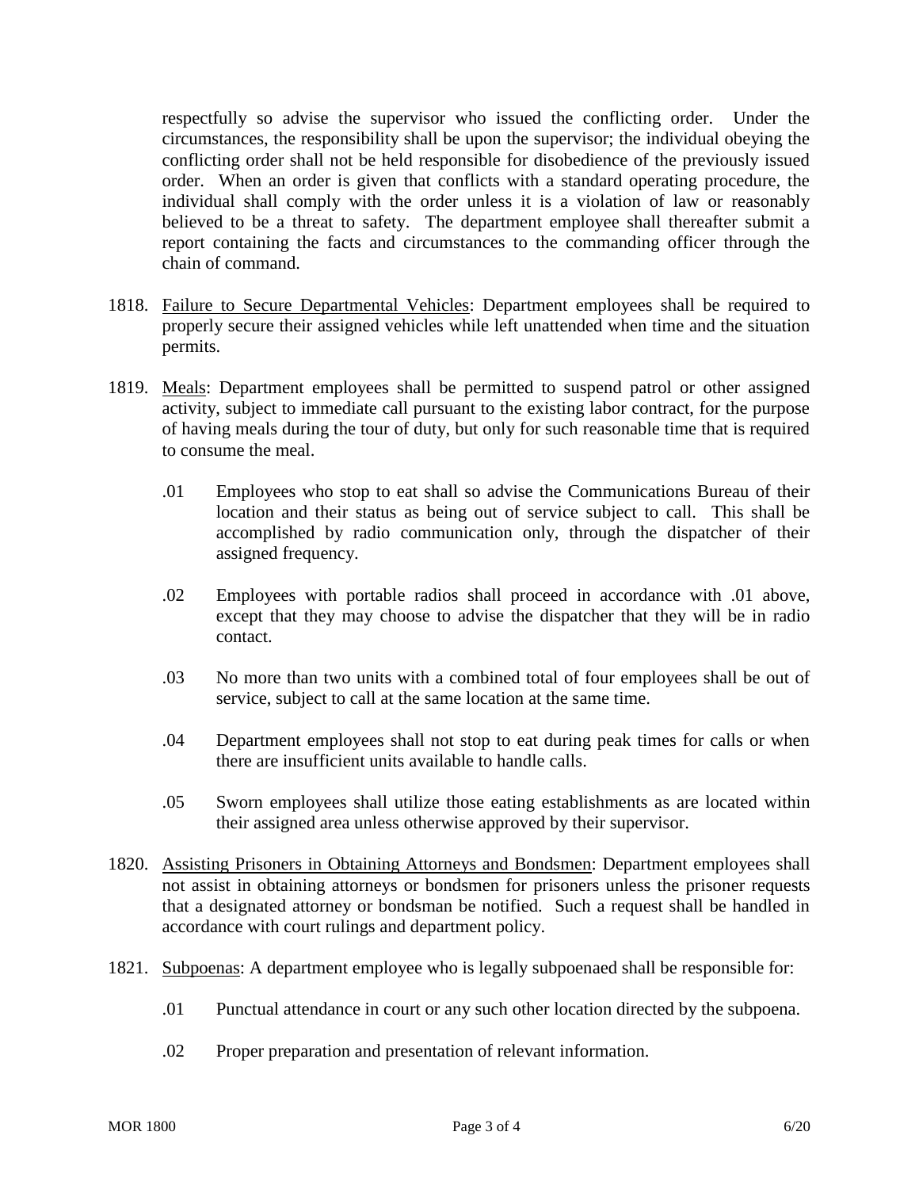respectfully so advise the supervisor who issued the conflicting order. Under the circumstances, the responsibility shall be upon the supervisor; the individual obeying the conflicting order shall not be held responsible for disobedience of the previously issued order. When an order is given that conflicts with a standard operating procedure, the individual shall comply with the order unless it is a violation of law or reasonably believed to be a threat to safety. The department employee shall thereafter submit a report containing the facts and circumstances to the commanding officer through the chain of command.

1818. Failure to Secure Departmental Vehicles: Department employees shall be required to properly secure their assigned vehicles while left unattended when time and the situation permits.

1819. Meals: Department employees shall be permitted to suspend patrol or other assigned activity, subject to immediate call pursuant to the existing labor contract, for the purpose of having meals during the tour of duty, but only for such reasonable time that is required to consume the meal.

.01 Employees who stop to eat shall so advise the Communications Bureau of their location and their status as being out of service subject to call. This shall be accomplished by radio communication only, through the dispatcher of their assigned frequency.

.02 Employees with portable radios shall proceed in accordance with .01 above, except that they may choose to advise the dispatcher that they will be in radio contact.

.03 No more than two units with a combined total of four employees shall be out of service, subject to call at the same location at the same time.

.04 Department employees shall not stop to eat during peak times for calls or when there are insufficient units available to handle calls.

.05 Sworn employees shall utilize those eating establishments as are located within their assigned area unless otherwise approved by their supervisor.

1820. Assisting Prisoners in Obtaining Attorneys and Bondsmen: Department employees shall not assist in obtaining attorneys or bondsmen for prisoners unless the prisoner requests that a designated attorney or bondsman be notified. Such a request shall be handled in accordance with court rulings and department policy.

1821. Subpoenas: A department employee who is legally subpoenaed shall be responsible for:

.01 Punctual attendance in court or any such other location directed by the subpoena.

.02 Proper preparation and presentation of relevant information.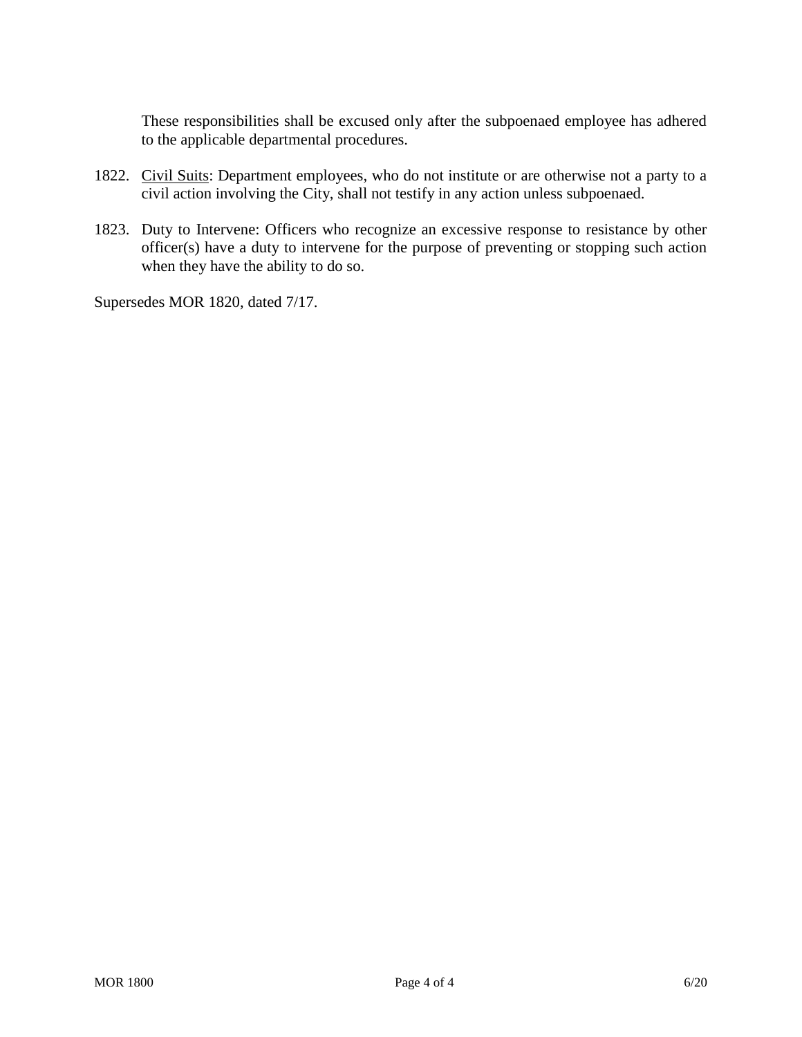These responsibilities shall be excused only after the subpoenaed employee has adhered to the applicable departmental procedures.

1822. <u>Civil Suits</u>: Department employees, who do not institute or are otherwise not a party to a civil action involving the City, shall not testify in any action unless subpoenaed.

1823. Duty to Intervene: Officers who recognize an excessive response to resistance by other officer(s) have a duty to intervene for the purpose of preventing or stopping such action when they have the ability to do so.

Supersedes MOR 1820, dated 7/17.